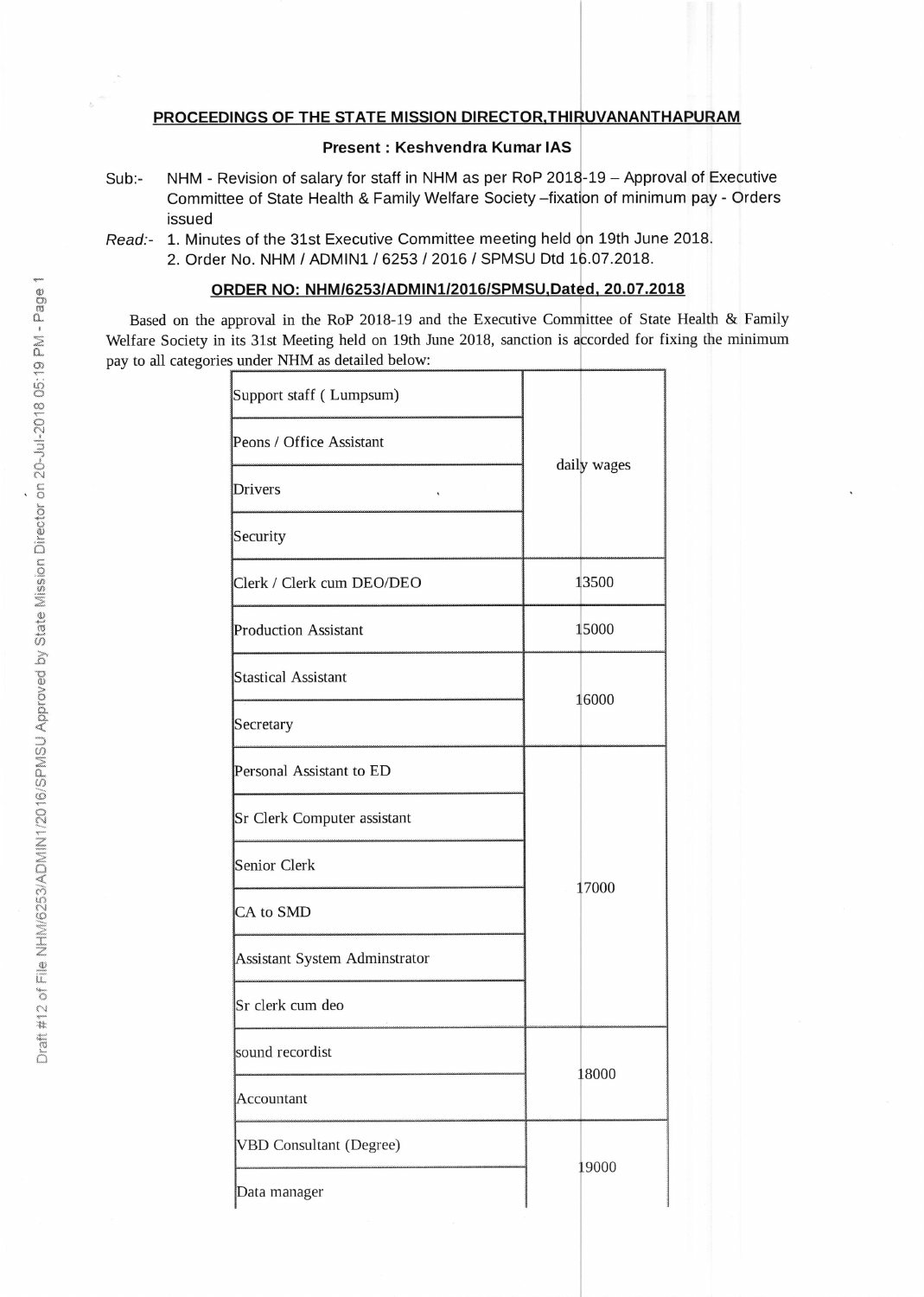## PROCEEDINGS OF THE STATE MISSION DIRECTOR,THIRUVANANTHAPURAM

**Present : Keshvendra Kumar IAS**

Sub:- NHM - Revision of salary for staff in NHM as per RoP 2018-19 – Approval of Executive Committee of State Health & Family Welfare Society –fixation of minimum pay - Orders issued

*Read:-* 1. Minutes of the 31st Executive Committee meeting held on 19th June 2018.
2. Order No. NHM / ADMIN1 / 6253 / 2016 / SPMSU Dtd 16.07.2018.

### ORDER NO: NHM/6253/ADMIN1/2016/SPMSU,Dated, 20.07.2018

Based on the approval in the RoP 2018-19 and the Executive Committee of State Health & Family Welfare Society in its 31st Meeting held on 19th June 2018, sanction is accorded for fixing the minimum pay to all categories under NHM as detailed below:

| | |
|---|---|
| Support staff ( Lumpsum) | daily wages |
| Peons / Office Assistant | |
| Drivers | |
| Security | |
| Clerk / Clerk cum DEO/DEO | 13500 |
| Production Assistant | 15000 |
| Stastical Assistant | 16000 |
| Secretary | |
| Personal Assistant to ED | 17000 |
| Sr Clerk Computer assistant | |
| Senior Clerk | |
| CA to SMD | |
| Assistant System Adminstrator | |
| Sr clerk cum deo | |
| sound recordist | 18000 |
| Accountant | |
| VBD Consultant (Degree) | 19000 |
| Data manager | |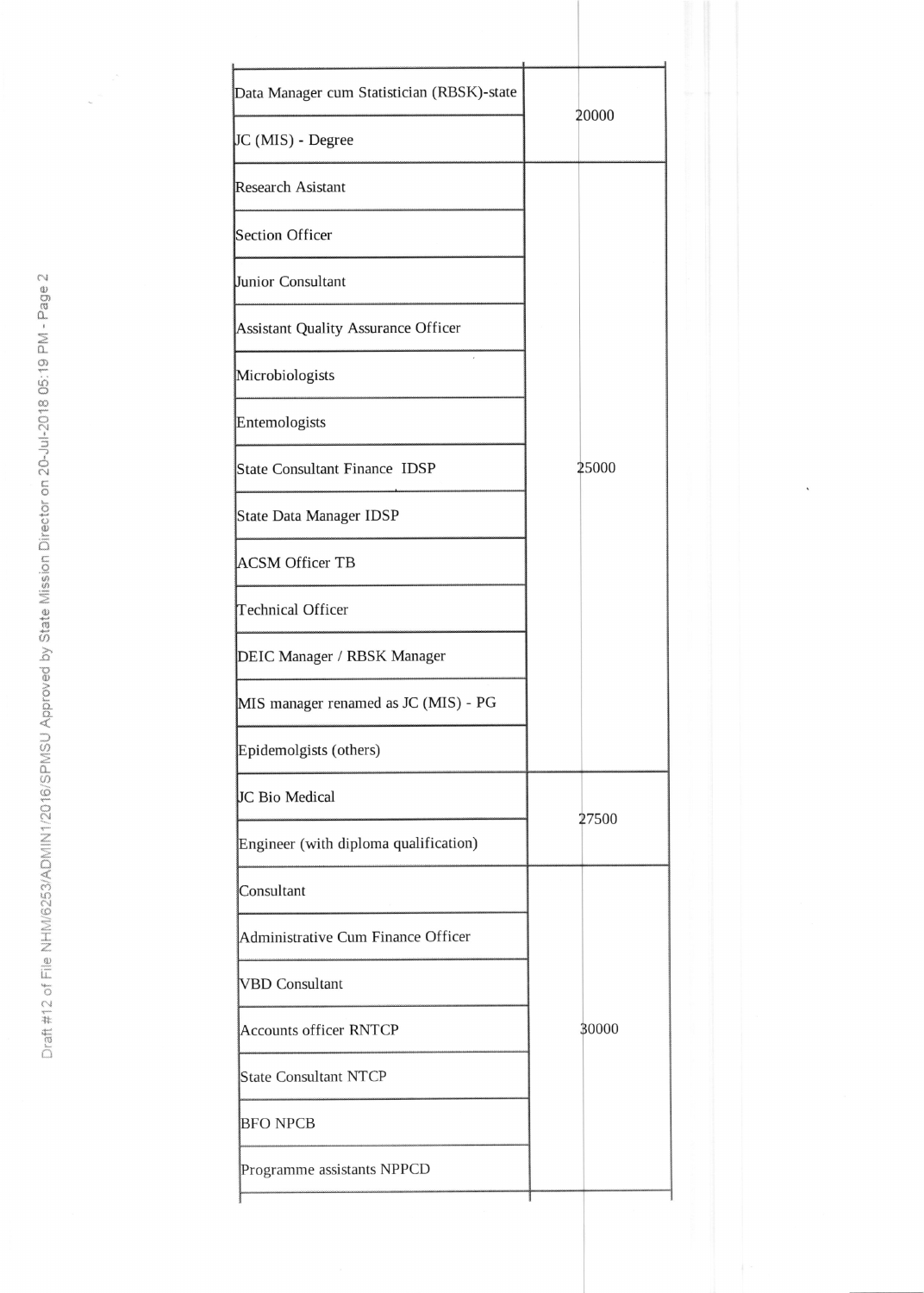| | |
|---|---|
| Data Manager cum Statistician (RBSK)-state | 20000 |
| JC (MIS) - Degree | |
| Research Asistant | 25000 |
| Section Officer | |
| Junior Consultant | |
| Assistant Quality Assurance Officer | |
| Microbiologists | |
| Entemologists | |
| State Consultant Finance IDSP | |
| State Data Manager IDSP | |
| ACSM Officer TB | |
| Technical Officer | |
| DEIC Manager / RBSK Manager | |
| MIS manager renamed as JC (MIS) - PG | |
| Epidemolgists (others) | |
| JC Bio Medical | 27500 |
| Engineer (with diploma qualification) | |
| Consultant | 30000 |
| Administrative Cum Finance Officer | |
| VBD Consultant | |
| Accounts officer RNTCP | |
| State Consultant NTCP | |
| BFO NPCB | |
| Programme assistants NPPCD | |